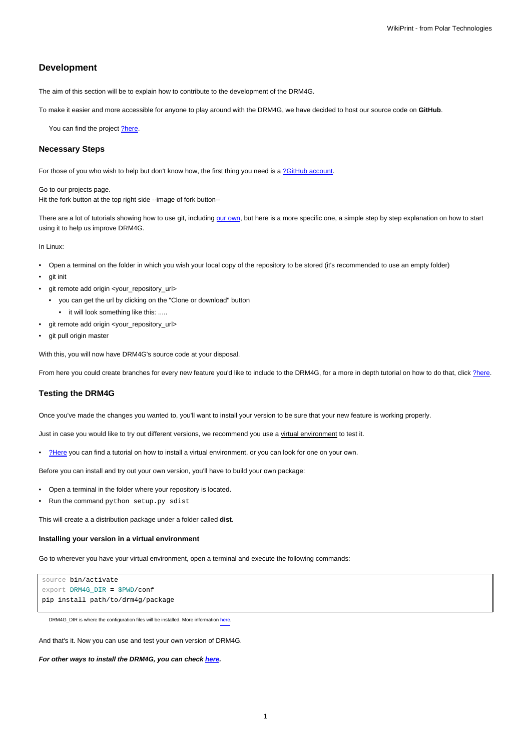# Development

The aim of this section will be to explain how to contribute to the development of the DRM4G.

To make it easier and more accessible for anyone to play around with the DRM4G, we have decided to host our source code on **GitHub**.

> You can find the project ?here.

## Necessary Steps

For those of you who wish to help but don't know how, the first thing you need is a ?GitHub account.

Go to our projects page.
Hit the fork button at the top right side --image of fork button--

There are a lot of tutorials showing how to use git, including our own, but here is a more specific one, a simple step by step explanation on how to start using it to help us improve DRM4G.

In Linux:

- Open a terminal on the folder in which you wish your local copy of the repository to be stored (it's recommended to use an empty folder)
- git init
- git remote add origin <your_repository_url>
  - you can get the url by clicking on the "Clone or download" button
    - it will look something like this: .....
- git remote add origin <your_repository_url>
- git pull origin master

With this, you will now have DRM4G's source code at your disposal.

From here you could create branches for every new feature you'd like to include to the DRM4G, for a more in depth tutorial on how to do that, click ?here.

## Testing the DRM4G

Once you've made the changes you wanted to, you'll want to install your version to be sure that your new feature is working properly.

Just in case you would like to try out different versions, we recommend you use a virtual environment to test it.

- ?Here you can find a tutorial on how to install a virtual environment, or you can look for one on your own.

Before you can install and try out your own version, you'll have to build your own package:

- Open a terminal in the folder where your repository is located.
- Run the command `python setup.py sdist`

This will create a a distribution package under a folder called **dist**.

### Installing your version in a virtual environment

Go to wherever you have your virtual environment, open a terminal and execute the following commands:

```
source bin/activate
export DRM4G_DIR = $PWD/conf
pip install path/to/drm4g/package
```

DRM4G_DIR is where the configuration files will be installed. More information here.

And that's it. Now you can use and test your own version of DRM4G.

***For other ways to install the DRM4G, you can check here.***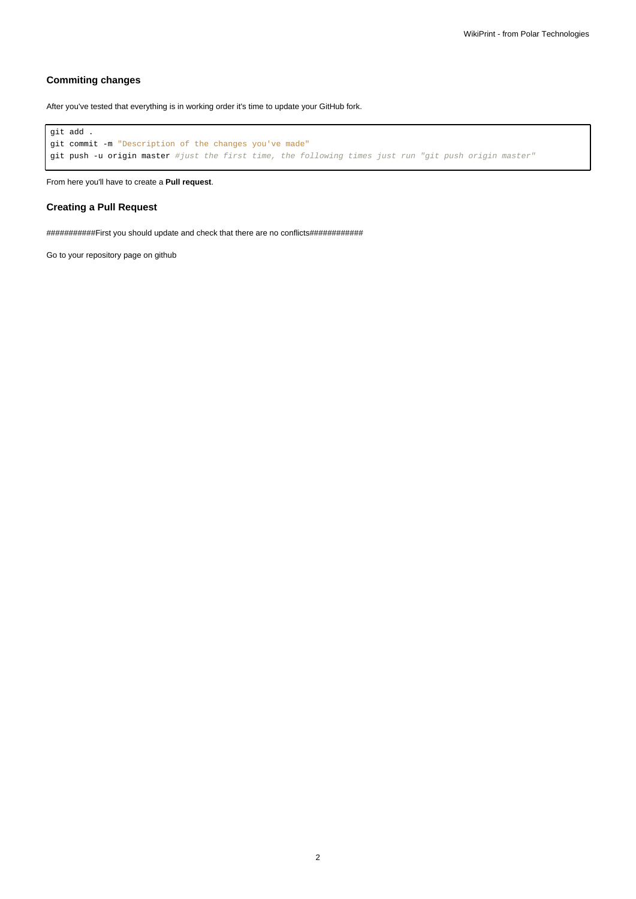### Commiting changes

After you've tested that everything is in working order it's time to update your GitHub fork.

```
git add .
git commit -m "Description of the changes you've made"
git push -u origin master #just the first time, the following times just run "git push origin master"
```

From here you'll have to create a **Pull request**.

### Creating a Pull Request

###########First you should update and check that there are no conflicts############

Go to your repository page on github